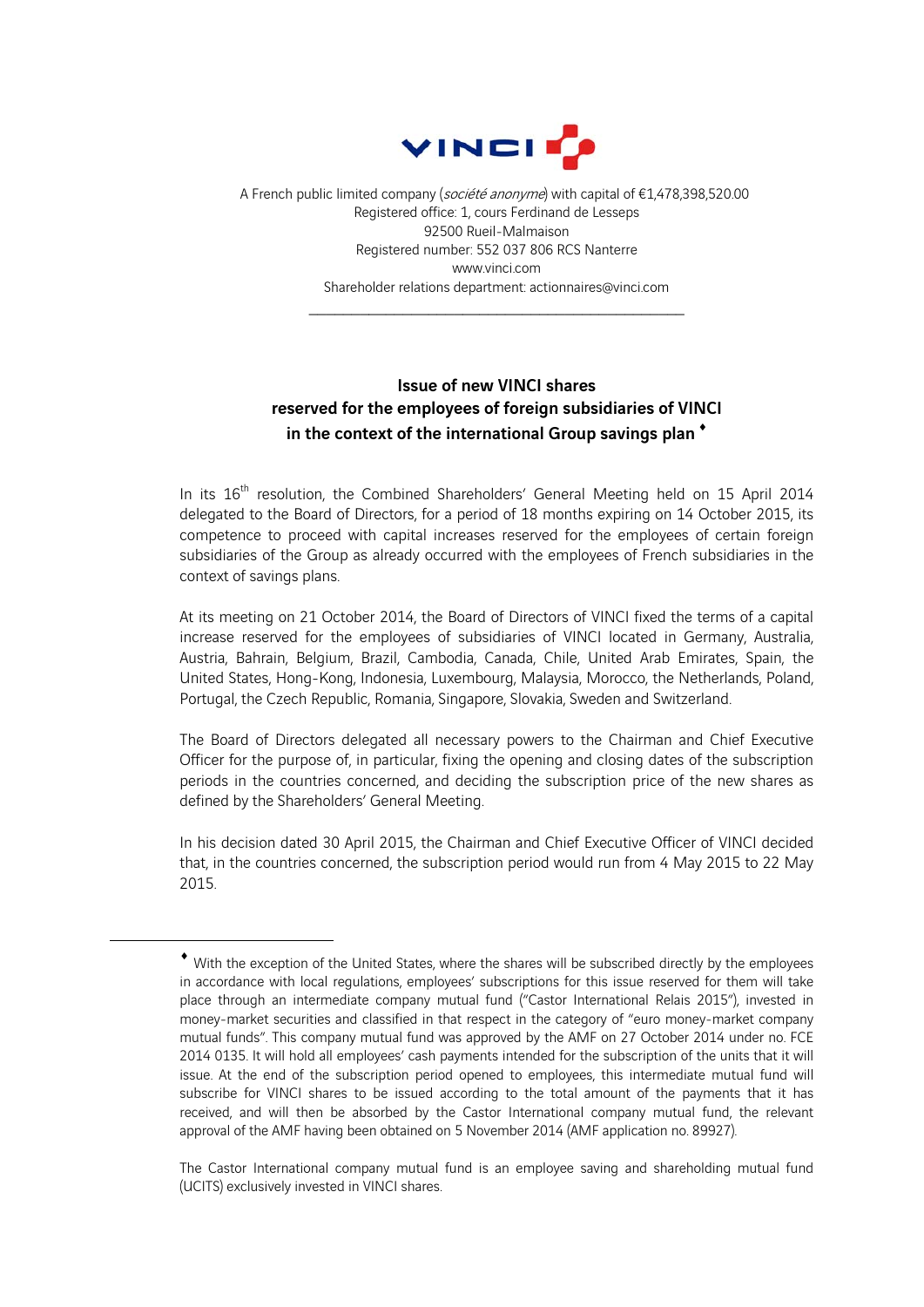VINCI

A French public limited company (*société anonyme*) with capital of €1,478,398,520.00
Registered office: 1, cours Ferdinand de Lesseps
92500 Rueil-Malmaison
Registered number: 552 037 806 RCS Nanterre
www.vinci.com
Shareholder relations department: actionnaires@vinci.com

---

## Issue of new VINCI shares reserved for the employees of foreign subsidiaries of VINCI in the context of the international Group savings plan ♦

In its 16th resolution, the Combined Shareholders' General Meeting held on 15 April 2014 delegated to the Board of Directors, for a period of 18 months expiring on 14 October 2015, its competence to proceed with capital increases reserved for the employees of certain foreign subsidiaries of the Group as already occurred with the employees of French subsidiaries in the context of savings plans.

At its meeting on 21 October 2014, the Board of Directors of VINCI fixed the terms of a capital increase reserved for the employees of subsidiaries of VINCI located in Germany, Australia, Austria, Bahrain, Belgium, Brazil, Cambodia, Canada, Chile, United Arab Emirates, Spain, the United States, Hong-Kong, Indonesia, Luxembourg, Malaysia, Morocco, the Netherlands, Poland, Portugal, the Czech Republic, Romania, Singapore, Slovakia, Sweden and Switzerland.

The Board of Directors delegated all necessary powers to the Chairman and Chief Executive Officer for the purpose of, in particular, fixing the opening and closing dates of the subscription periods in the countries concerned, and deciding the subscription price of the new shares as defined by the Shareholders' General Meeting.

In his decision dated 30 April 2015, the Chairman and Chief Executive Officer of VINCI decided that, in the countries concerned, the subscription period would run from 4 May 2015 to 22 May 2015.

---

♦ With the exception of the United States, where the shares will be subscribed directly by the employees in accordance with local regulations, employees' subscriptions for this issue reserved for them will take place through an intermediate company mutual fund ("Castor International Relais 2015"), invested in money-market securities and classified in that respect in the category of "euro money-market company mutual funds". This company mutual fund was approved by the AMF on 27 October 2014 under no. FCE 2014 0135. It will hold all employees' cash payments intended for the subscription of the units that it will issue. At the end of the subscription period opened to employees, this intermediate mutual fund will subscribe for VINCI shares to be issued according to the total amount of the payments that it has received, and will then be absorbed by the Castor International company mutual fund, the relevant approval of the AMF having been obtained on 5 November 2014 (AMF application no. 89927).

The Castor International company mutual fund is an employee saving and shareholding mutual fund (UCITS) exclusively invested in VINCI shares.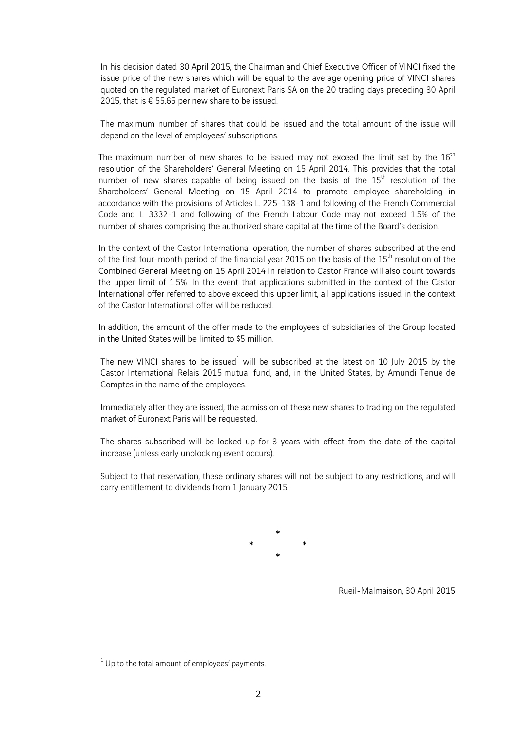In his decision dated 30 April 2015, the Chairman and Chief Executive Officer of VINCI fixed the issue price of the new shares which will be equal to the average opening price of VINCI shares quoted on the regulated market of Euronext Paris SA on the 20 trading days preceding 30 April 2015, that is € 55.65 per new share to be issued.

The maximum number of shares that could be issued and the total amount of the issue will depend on the level of employees' subscriptions.

The maximum number of new shares to be issued may not exceed the limit set by the 16th resolution of the Shareholders' General Meeting on 15 April 2014. This provides that the total number of new shares capable of being issued on the basis of the 15th resolution of the Shareholders' General Meeting on 15 April 2014 to promote employee shareholding in accordance with the provisions of Articles L. 225-138-1 and following of the French Commercial Code and L. 3332-1 and following of the French Labour Code may not exceed 1.5% of the number of shares comprising the authorized share capital at the time of the Board's decision.

In the context of the Castor International operation, the number of shares subscribed at the end of the first four-month period of the financial year 2015 on the basis of the 15th resolution of the Combined General Meeting on 15 April 2014 in relation to Castor France will also count towards the upper limit of 1.5%. In the event that applications submitted in the context of the Castor International offer referred to above exceed this upper limit, all applications issued in the context of the Castor International offer will be reduced.

In addition, the amount of the offer made to the employees of subsidiaries of the Group located in the United States will be limited to $5 million.

The new VINCI shares to be issued[1] will be subscribed at the latest on 10 July 2015 by the Castor International Relais 2015 mutual fund, and, in the United States, by Amundi Tenue de Comptes in the name of the employees.

Immediately after they are issued, the admission of these new shares to trading on the regulated market of Euronext Paris will be requested.

The shares subscribed will be locked up for 3 years with effect from the date of the capital increase (unless early unblocking event occurs).

Subject to that reservation, these ordinary shares will not be subject to any restrictions, and will carry entitlement to dividends from 1 January 2015.

\*

\* \*

\*

Rueil-Malmaison, 30 April 2015

[1] Up to the total amount of employees' payments.